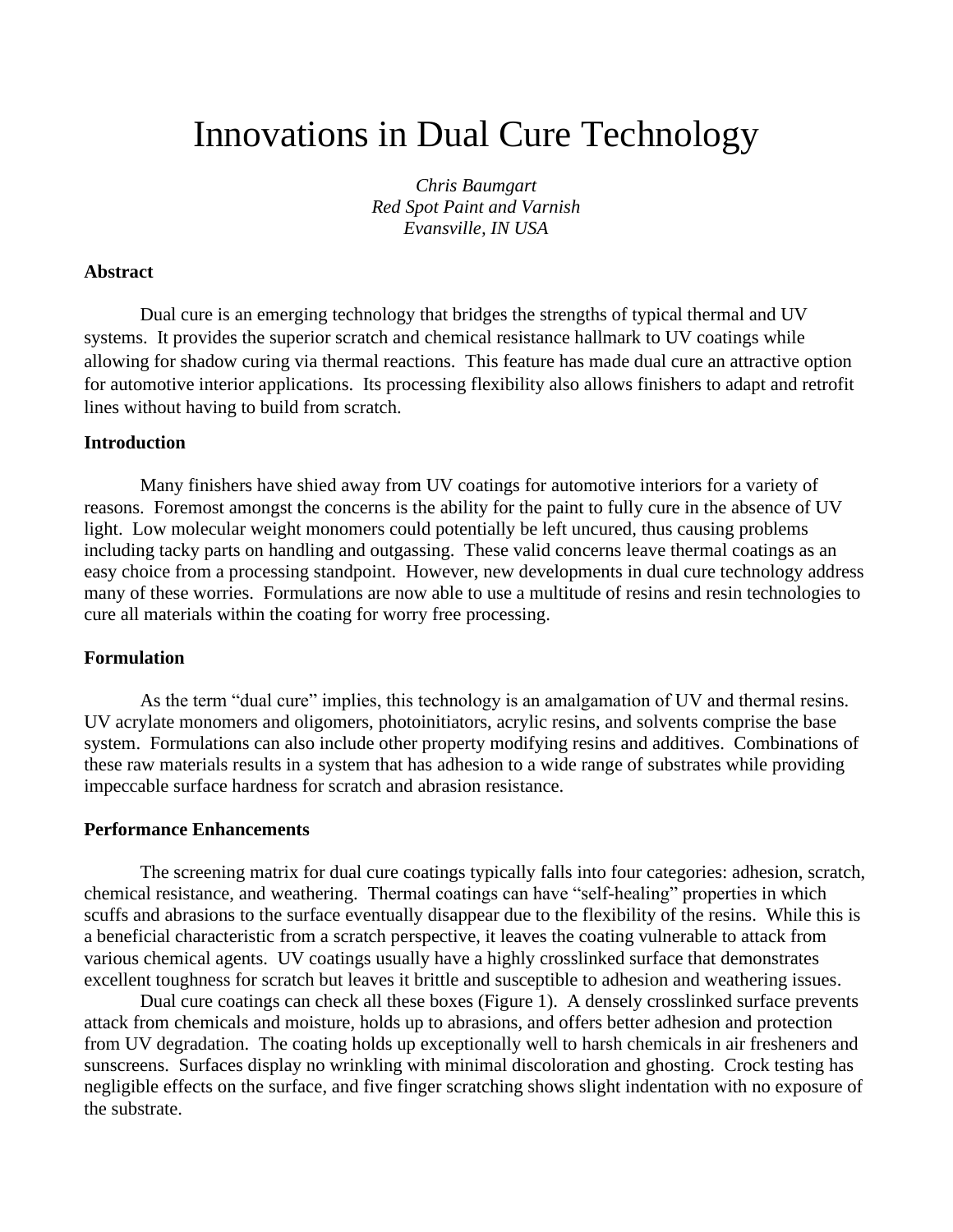# Innovations in Dual Cure Technology

*Chris Baumgart*
*Red Spot Paint and Varnish*
*Evansville, IN USA*

**Abstract**

Dual cure is an emerging technology that bridges the strengths of typical thermal and UV systems. It provides the superior scratch and chemical resistance hallmark to UV coatings while allowing for shadow curing via thermal reactions. This feature has made dual cure an attractive option for automotive interior applications. Its processing flexibility also allows finishers to adapt and retrofit lines without having to build from scratch.

**Introduction**

Many finishers have shied away from UV coatings for automotive interiors for a variety of reasons. Foremost amongst the concerns is the ability for the paint to fully cure in the absence of UV light. Low molecular weight monomers could potentially be left uncured, thus causing problems including tacky parts on handling and outgassing. These valid concerns leave thermal coatings as an easy choice from a processing standpoint. However, new developments in dual cure technology address many of these worries. Formulations are now able to use a multitude of resins and resin technologies to cure all materials within the coating for worry free processing.

**Formulation**

As the term "dual cure" implies, this technology is an amalgamation of UV and thermal resins. UV acrylate monomers and oligomers, photoinitiators, acrylic resins, and solvents comprise the base system. Formulations can also include other property modifying resins and additives. Combinations of these raw materials results in a system that has adhesion to a wide range of substrates while providing impeccable surface hardness for scratch and abrasion resistance.

**Performance Enhancements**

The screening matrix for dual cure coatings typically falls into four categories: adhesion, scratch, chemical resistance, and weathering. Thermal coatings can have "self-healing" properties in which scuffs and abrasions to the surface eventually disappear due to the flexibility of the resins. While this is a beneficial characteristic from a scratch perspective, it leaves the coating vulnerable to attack from various chemical agents. UV coatings usually have a highly crosslinked surface that demonstrates excellent toughness for scratch but leaves it brittle and susceptible to adhesion and weathering issues.

Dual cure coatings can check all these boxes (Figure 1). A densely crosslinked surface prevents attack from chemicals and moisture, holds up to abrasions, and offers better adhesion and protection from UV degradation. The coating holds up exceptionally well to harsh chemicals in air fresheners and sunscreens. Surfaces display no wrinkling with minimal discoloration and ghosting. Crock testing has negligible effects on the surface, and five finger scratching shows slight indentation with no exposure of the substrate.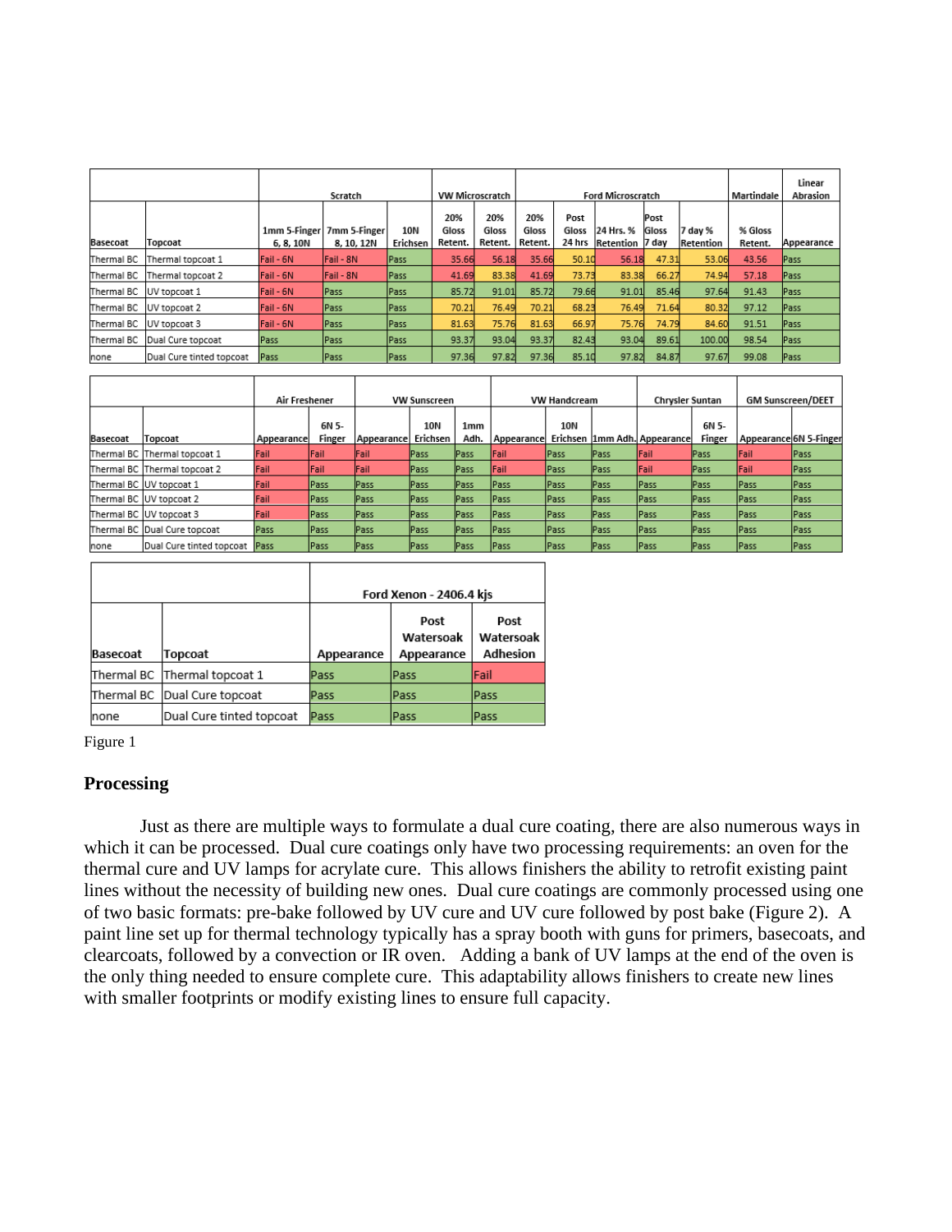| Basecoat | Topcoat | Scratch | | | VW Microscratch | | Ford Microscratch | | | | | | Martindale | Linear Abrasion |
|---|---|---|---|---|---|---|---|---|---|---|---|---|---|---|
| | | 1mm 5-Finger 6, 8, 10N | 7mm 5-Finger 8, 10, 12N | 10N Erichsen | 20% Gloss Retent. | 20% Gloss Retent. | 20% Gloss Retent. | Post Gloss 24 hrs | 24 Hrs. % Retention | Post Gloss 7 day | 7 day % Retention | % Gloss Retent. | Appearance |
| Thermal BC | Thermal topcoat 1 | Fail - 6N | Fail - 8N | Pass | 35.66 | 56.18 | 35.66 | 50.10 | 56.18 | 47.31 | 53.06 | 43.56 | Pass |
| Thermal BC | Thermal topcoat 2 | Fail - 6N | Fail - 8N | Pass | 41.69 | 83.38 | 41.69 | 73.73 | 83.38 | 66.27 | 74.94 | 57.18 | Pass |
| Thermal BC | UV topcoat 1 | Fail - 6N | Pass | Pass | 85.72 | 91.01 | 85.72 | 79.66 | 91.01 | 85.46 | 97.64 | 91.43 | Pass |
| Thermal BC | UV topcoat 2 | Fail - 6N | Pass | Pass | 70.21 | 76.49 | 70.21 | 68.23 | 76.49 | 71.64 | 80.32 | 97.12 | Pass |
| Thermal BC | UV topcoat 3 | Fail - 6N | Pass | Pass | 81.63 | 75.76 | 81.63 | 66.97 | 75.76 | 74.79 | 84.60 | 91.51 | Pass |
| Thermal BC | Dual Cure topcoat | Pass | Pass | Pass | 93.37 | 93.04 | 93.37 | 82.43 | 93.04 | 89.61 | 100.00 | 98.54 | Pass |
| none | Dual Cure tinted topcoat | Pass | Pass | Pass | 97.36 | 97.82 | 97.36 | 85.10 | 97.82 | 84.87 | 97.67 | 99.08 | Pass |

| Basecoat | Topcoat | Air Freshener | | VW Sunscreen | | | VW Handcream | | | Chrysler Suntan | | GM Sunscreen/DEET | |
|---|---|---|---|---|---|---|---|---|---|---|---|---|---|
| | | Appearance | 6N 5-Finger | Appearance | 10N Erichsen | 1mm Adh. | Appearance | 10N Erichsen | 1mm Adh. | Appearance | 6N 5-Finger | Appearance | 6N 5-Finger |
| Thermal BC | Thermal topcoat 1 | Fail | Fail | Fail | Pass | Pass | Fail | Pass | Pass | Fail | Pass | Fail | Pass |
| Thermal BC | Thermal topcoat 2 | Fail | Fail | Fail | Pass | Pass | Fail | Pass | Pass | Fail | Pass | Fail | Pass |
| Thermal BC | UV topcoat 1 | Fail | Pass | Pass | Pass | Pass | Pass | Pass | Pass | Pass | Pass | Pass | Pass |
| Thermal BC | UV topcoat 2 | Fail | Pass | Pass | Pass | Pass | Pass | Pass | Pass | Pass | Pass | Pass | Pass |
| Thermal BC | UV topcoat 3 | Fail | Pass | Pass | Pass | Pass | Pass | Pass | Pass | Pass | Pass | Pass | Pass |
| Thermal BC | Dual Cure topcoat | Pass | Pass | Pass | Pass | Pass | Pass | Pass | Pass | Pass | Pass | Pass | Pass |
| none | Dual Cure tinted topcoat | Pass | Pass | Pass | Pass | Pass | Pass | Pass | Pass | Pass | Pass | Pass | Pass |

| Basecoat | Topcoat | Ford Xenon - 2406.4 kjs | | |
|---|---|---|---|---|
| | | Appearance | Post Watersoak Appearance | Post Watersoak Adhesion |
| Thermal BC | Thermal topcoat 1 | Pass | Pass | Fail |
| Thermal BC | Dual Cure topcoat | Pass | Pass | Pass |
| none | Dual Cure tinted topcoat | Pass | Pass | Pass |

Figure 1

## Processing

Just as there are multiple ways to formulate a dual cure coating, there are also numerous ways in which it can be processed. Dual cure coatings only have two processing requirements: an oven for the thermal cure and UV lamps for acrylate cure. This allows finishers the ability to retrofit existing paint lines without the necessity of building new ones. Dual cure coatings are commonly processed using one of two basic formats: pre-bake followed by UV cure and UV cure followed by post bake (Figure 2). A paint line set up for thermal technology typically has a spray booth with guns for primers, basecoats, and clearcoats, followed by a convection or IR oven. Adding a bank of UV lamps at the end of the oven is the only thing needed to ensure complete cure. This adaptability allows finishers to create new lines with smaller footprints or modify existing lines to ensure full capacity.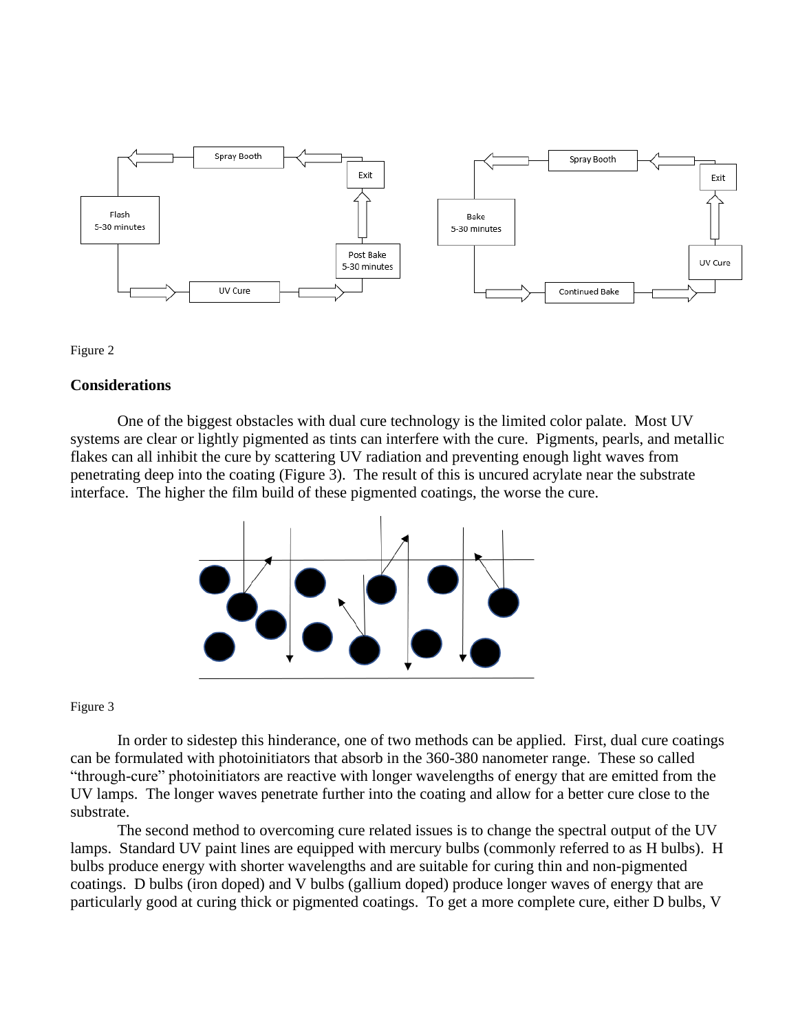Figure 2

## Considerations

One of the biggest obstacles with dual cure technology is the limited color palate. Most UV systems are clear or lightly pigmented as tints can interfere with the cure. Pigments, pearls, and metallic flakes can all inhibit the cure by scattering UV radiation and preventing enough light waves from penetrating deep into the coating (Figure 3). The result of this is uncured acrylate near the substrate interface. The higher the film build of these pigmented coatings, the worse the cure.

Figure 3

In order to sidestep this hinderance, one of two methods can be applied. First, dual cure coatings can be formulated with photoinitiators that absorb in the 360-380 nanometer range. These so called "through-cure" photoinitiators are reactive with longer wavelengths of energy that are emitted from the UV lamps. The longer waves penetrate further into the coating and allow for a better cure close to the substrate.

The second method to overcoming cure related issues is to change the spectral output of the UV lamps. Standard UV paint lines are equipped with mercury bulbs (commonly referred to as H bulbs). H bulbs produce energy with shorter wavelengths and are suitable for curing thin and non-pigmented coatings. D bulbs (iron doped) and V bulbs (gallium doped) produce longer waves of energy that are particularly good at curing thick or pigmented coatings. To get a more complete cure, either D bulbs, V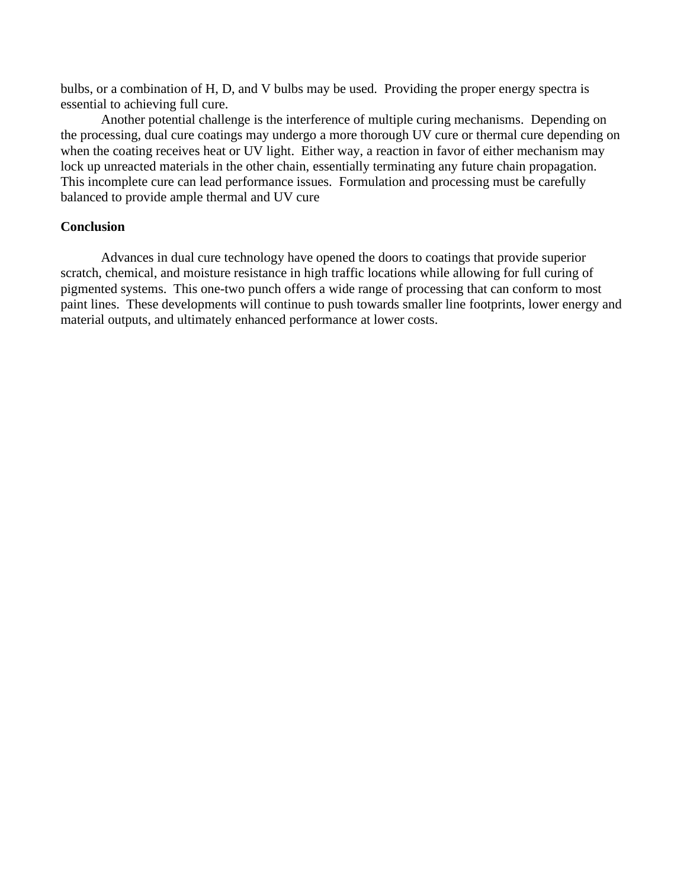bulbs, or a combination of H, D, and V bulbs may be used. Providing the proper energy spectra is essential to achieving full cure.

Another potential challenge is the interference of multiple curing mechanisms. Depending on the processing, dual cure coatings may undergo a more thorough UV cure or thermal cure depending on when the coating receives heat or UV light. Either way, a reaction in favor of either mechanism may lock up unreacted materials in the other chain, essentially terminating any future chain propagation. This incomplete cure can lead performance issues. Formulation and processing must be carefully balanced to provide ample thermal and UV cure

**Conclusion**

Advances in dual cure technology have opened the doors to coatings that provide superior scratch, chemical, and moisture resistance in high traffic locations while allowing for full curing of pigmented systems. This one-two punch offers a wide range of processing that can conform to most paint lines. These developments will continue to push towards smaller line footprints, lower energy and material outputs, and ultimately enhanced performance at lower costs.